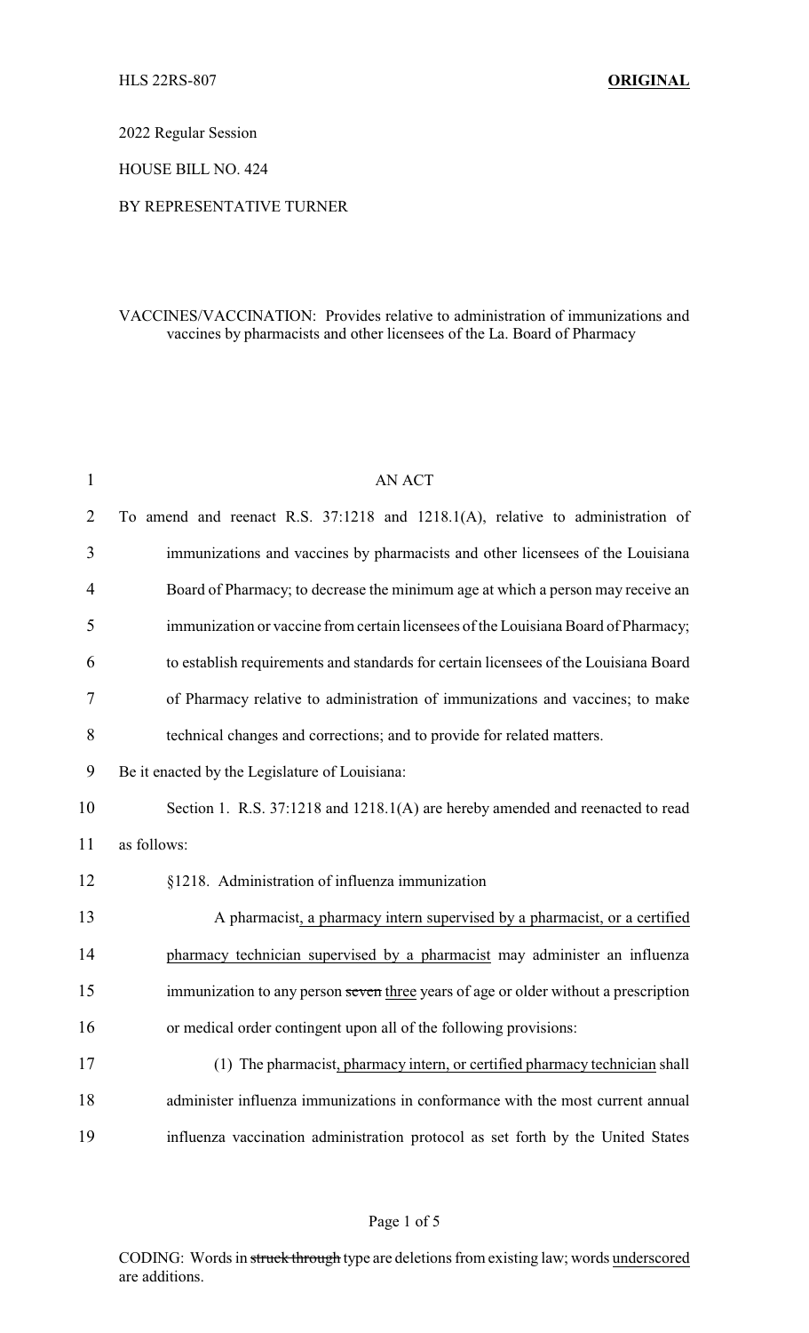HLS 22RS-807 **ORIGINAL**

2022 Regular Session

HOUSE BILL NO. 424

BY REPRESENTATIVE TURNER

VACCINES/VACCINATION: Provides relative to administration of immunizations and vaccines by pharmacists and other licensees of the La. Board of Pharmacy

AN ACT

To amend and reenact R.S. 37:1218 and 1218.1(A), relative to administration of immunizations and vaccines by pharmacists and other licensees of the Louisiana Board of Pharmacy; to decrease the minimum age at which a person may receive an immunization or vaccine from certain licensees of the Louisiana Board of Pharmacy; to establish requirements and standards for certain licensees of the Louisiana Board of Pharmacy relative to administration of immunizations and vaccines; to make technical changes and corrections; and to provide for related matters.

Be it enacted by the Legislature of Louisiana:

Section 1. R.S. 37:1218 and 1218.1(A) are hereby amended and reenacted to read as follows:

§1218. Administration of influenza immunization

A pharmacist, a pharmacy intern supervised by a pharmacist, or a certified pharmacy technician supervised by a pharmacist may administer an influenza immunization to any person ~~seven~~ three years of age or older without a prescription or medical order contingent upon all of the following provisions:

(1) The pharmacist, pharmacy intern, or certified pharmacy technician shall administer influenza immunizations in conformance with the most current annual influenza vaccination administration protocol as set forth by the United States

CODING: Words in ~~struck through~~ type are deletions from existing law; words underscored are additions.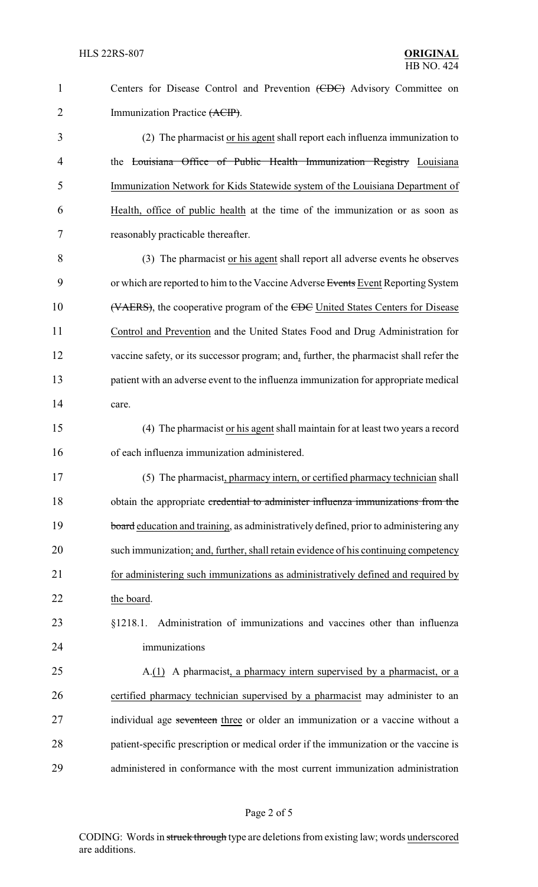Centers for Disease Control and Prevention ~~(CDC)~~ Advisory Committee on Immunization Practice ~~(ACIP)~~.

(2) The pharmacist <u>or his agent</u> shall report each influenza immunization to the ~~Louisiana Office of Public Health Immunization Registry~~ <u>Louisiana Immunization Network for Kids Statewide system of the Louisiana Department of Health, office of public health</u> at the time of the immunization or as soon as reasonably practicable thereafter.

(3) The pharmacist <u>or his agent</u> shall report all adverse events he observes or which are reported to him to the Vaccine Adverse ~~Events~~ <u>Event</u> Reporting System ~~(VAERS)~~, the cooperative program of the ~~CDC~~ <u>United States Centers for Disease Control and Prevention</u> and the United States Food and Drug Administration for vaccine safety, or its successor program; and<u>,</u> further, the pharmacist shall refer the patient with an adverse event to the influenza immunization for appropriate medical care.

(4) The pharmacist <u>or his agent</u> shall maintain for at least two years a record of each influenza immunization administered.

(5) The pharmacist<u>, pharmacy intern, or certified pharmacy technician</u> shall obtain the appropriate ~~credential to administer influenza immunizations from the board~~ <u>education and training</u>, as administratively defined, prior to administering any such immunization<u>; and, further, shall retain evidence of his continuing competency for administering such immunizations as administratively defined and required by the board</u>.

§1218.1. Administration of immunizations and vaccines other than influenza immunizations

A.<u>(1)</u> A pharmacist<u>, a pharmacy intern supervised by a pharmacist, or a certified pharmacy technician supervised by a pharmacist</u> may administer to an individual age ~~seventeen~~ <u>three</u> or older an immunization or a vaccine without a patient-specific prescription or medical order if the immunization or the vaccine is administered in conformance with the most current immunization administration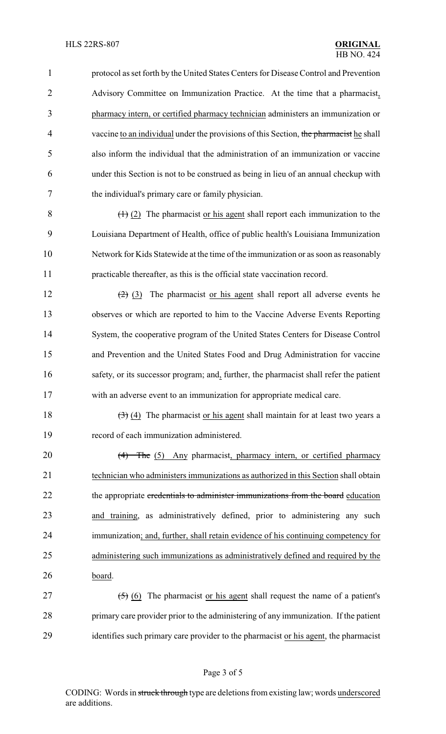protocol as set forth by the United States Centers for Disease Control and Prevention Advisory Committee on Immunization Practice. At the time that a pharmacist<u>, pharmacy intern, or certified pharmacy technician</u> administers an immunization or vaccine <u>to an individual</u> under the provisions of this Section, ~~the pharmacist~~ <u>he</u> shall also inform the individual that the administration of an immunization or vaccine under this Section is not to be construed as being in lieu of an annual checkup with the individual's primary care or family physician.

~~(1)~~ <u>(2)</u> The pharmacist <u>or his agent</u> shall report each immunization to the Louisiana Department of Health, office of public health's Louisiana Immunization Network for Kids Statewide at the time of the immunization or as soon as reasonably practicable thereafter, as this is the official state vaccination record.

~~(2)~~ <u>(3)</u> The pharmacist <u>or his agent</u> shall report all adverse events he observes or which are reported to him to the Vaccine Adverse Events Reporting System, the cooperative program of the United States Centers for Disease Control and Prevention and the United States Food and Drug Administration for vaccine safety, or its successor program; and<u>,</u> further, the pharmacist shall refer the patient with an adverse event to an immunization for appropriate medical care.

~~(3)~~ <u>(4)</u> The pharmacist <u>or his agent</u> shall maintain for at least two years a record of each immunization administered.

~~(4) The~~ <u>(5) Any</u> pharmacist<u>, pharmacy intern, or certified pharmacy technician who administers immunizations as authorized in this Section</u> shall obtain the appropriate ~~credentials to administer immunizations from the board~~ <u>education and training</u>, as administratively defined, prior to administering any such immunization<u>; and, further, shall retain evidence of his continuing competency for administering such immunizations as administratively defined and required by the board</u>.

~~(5)~~ <u>(6)</u> The pharmacist <u>or his agent</u> shall request the name of a patient's primary care provider prior to the administering of any immunization. If the patient identifies such primary care provider to the pharmacist <u>or his agent</u>, the pharmacist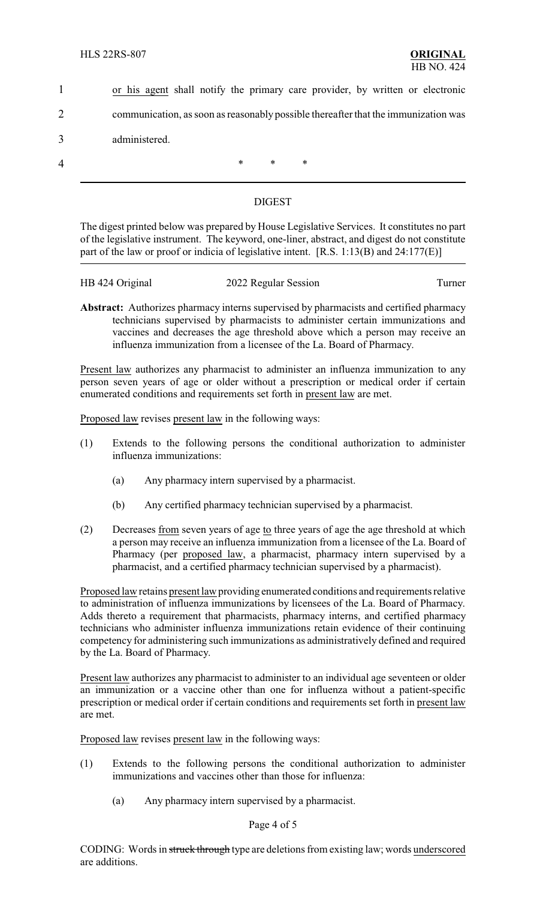or his agent shall notify the primary care provider, by written or electronic communication, as soon as reasonably possible thereafter that the immunization was administered.

\* \* \*

## DIGEST

The digest printed below was prepared by House Legislative Services. It constitutes no part of the legislative instrument. The keyword, one-liner, abstract, and digest do not constitute part of the law or proof or indicia of legislative intent. [R.S. 1:13(B) and 24:177(E)]

HB 424 Original — 2022 Regular Session — Turner

**Abstract:** Authorizes pharmacy interns supervised by pharmacists and certified pharmacy technicians supervised by pharmacists to administer certain immunizations and vaccines and decreases the age threshold above which a person may receive an influenza immunization from a licensee of the La. Board of Pharmacy.

Present law authorizes any pharmacist to administer an influenza immunization to any person seven years of age or older without a prescription or medical order if certain enumerated conditions and requirements set forth in present law are met.

Proposed law revises present law in the following ways:

(1) Extends to the following persons the conditional authorization to administer influenza immunizations:

   (a) Any pharmacy intern supervised by a pharmacist.

   (b) Any certified pharmacy technician supervised by a pharmacist.

(2) Decreases from seven years of age to three years of age the age threshold at which a person may receive an influenza immunization from a licensee of the La. Board of Pharmacy (per proposed law, a pharmacist, pharmacy intern supervised by a pharmacist, and a certified pharmacy technician supervised by a pharmacist).

Proposed law retains present law providing enumerated conditions and requirements relative to administration of influenza immunizations by licensees of the La. Board of Pharmacy. Adds thereto a requirement that pharmacists, pharmacy interns, and certified pharmacy technicians who administer influenza immunizations retain evidence of their continuing competency for administering such immunizations as administratively defined and required by the La. Board of Pharmacy.

Present law authorizes any pharmacist to administer to an individual age seventeen or older an immunization or a vaccine other than one for influenza without a patient-specific prescription or medical order if certain conditions and requirements set forth in present law are met.

Proposed law revises present law in the following ways:

(1) Extends to the following persons the conditional authorization to administer immunizations and vaccines other than those for influenza:

   (a) Any pharmacy intern supervised by a pharmacist.

CODING: Words in ~~struck through~~ type are deletions from existing law; words underscored are additions.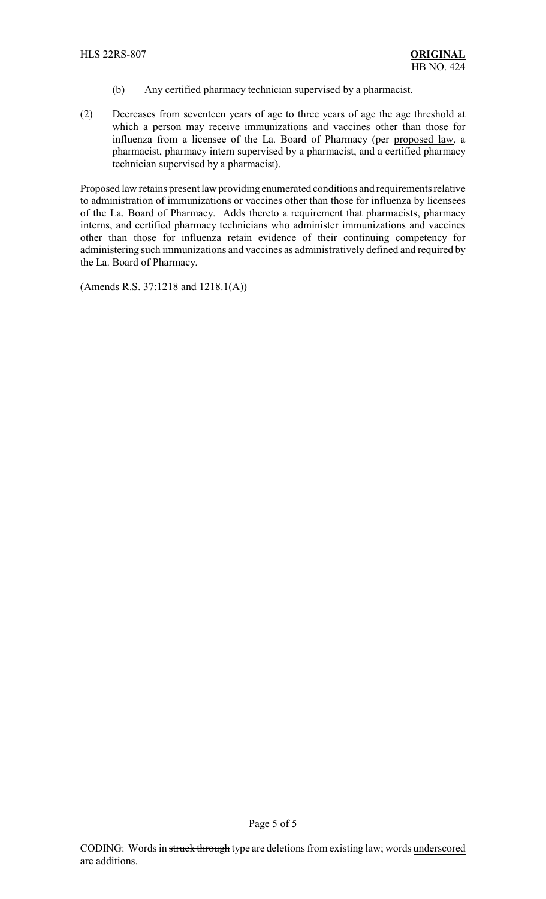(b) Any certified pharmacy technician supervised by a pharmacist.

(2) Decreases from seventeen years of age to three years of age the age threshold at which a person may receive immunizations and vaccines other than those for influenza from a licensee of the La. Board of Pharmacy (per proposed law, a pharmacist, pharmacy intern supervised by a pharmacist, and a certified pharmacy technician supervised by a pharmacist).

Proposed law retains present law providing enumerated conditions and requirements relative to administration of immunizations or vaccines other than those for influenza by licensees of the La. Board of Pharmacy. Adds thereto a requirement that pharmacists, pharmacy interns, and certified pharmacy technicians who administer immunizations and vaccines other than those for influenza retain evidence of their continuing competency for administering such immunizations and vaccines as administratively defined and required by the La. Board of Pharmacy.

(Amends R.S. 37:1218 and 1218.1(A))

CODING: Words in ~~struck through~~ type are deletions from existing law; words underscored are additions.